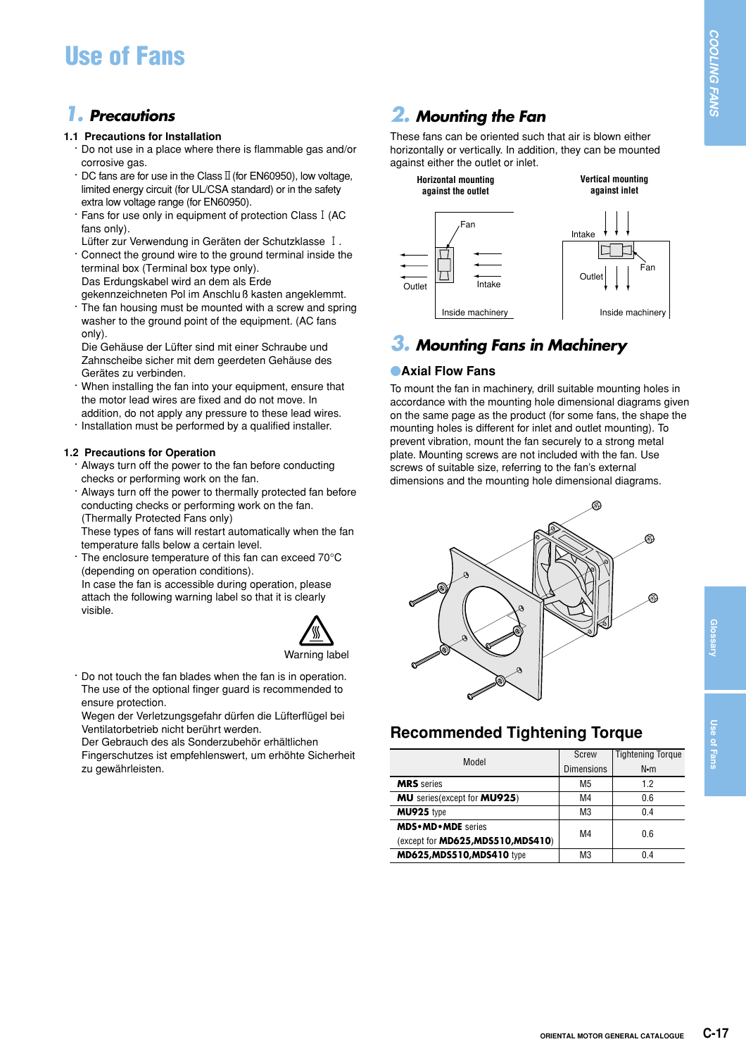# Use of Fans

## 1. Precautions

### 1.1 Precautions for Installation

- Do not use in a place where there is flammable gas and/or corrosive gas.
- DC fans are for use in the Class Ⅱ (for EN60950), low voltage, limited energy circuit (for UL/CSA standard) or in the safety extra low voltage range (for EN60950).
- Fans for use only in equipment of protection Class Ⅰ (AC fans only).
  Lüfter zur Verwendung in Geräten der Schutzklasse Ⅰ.
- Connect the ground wire to the ground terminal inside the terminal box (Terminal box type only).
  Das Erdungskabel wird an dem als Erde gekennzeichneten Pol im Anschlu ß kasten angeklemmt.
- The fan housing must be mounted with a screw and spring washer to the ground point of the equipment. (AC fans only).
  Die Gehäuse der Lüfter sind mit einer Schraube und Zahnscheibe sicher mit dem geerdeten Gehäuse des Gerätes zu verbinden.
- When installing the fan into your equipment, ensure that the motor lead wires are fixed and do not move. In addition, do not apply any pressure to these lead wires.
- Installation must be performed by a qualified installer.

### 1.2 Precautions for Operation

- Always turn off the power to the fan before conducting checks or performing work on the fan.
- Always turn off the power to thermally protected fan before conducting checks or performing work on the fan. (Thermally Protected Fans only)
  These types of fans will restart automatically when the fan temperature falls below a certain level.
- The enclosure temperature of this fan can exceed 70°C (depending on operation conditions).
  In case the fan is accessible during operation, please attach the following warning label so that it is clearly visible.

Warning label

- Do not touch the fan blades when the fan is in operation. The use of the optional finger guard is recommended to ensure protection.
  Wegen der Verletzungsgefahr dürfen die Lüfterflügel bei Ventilatorbetrieb nicht berührt werden.
  Der Gebrauch des als Sonderzubehör erhältlichen Fingerschutzes ist empfehlenswert, um erhöhte Sicherheit zu gewährleisten.

## 2. Mounting the Fan

These fans can be oriented such that air is blown either horizontally or vertically. In addition, they can be mounted against either the outlet or inlet.

**Horizontal mounting against the outlet**

Fan, Outlet, Intake, Inside machinery

**Vertical mounting against inlet**

Intake, Fan, Outlet, Inside machinery

## 3. Mounting Fans in Machinery

### ●Axial Flow Fans

To mount the fan in machinery, drill suitable mounting holes in accordance with the mounting hole dimensional diagrams given on the same page as the product (for some fans, the shape the mounting holes is different for inlet and outlet mounting). To prevent vibration, mount the fan securely to a strong metal plate. Mounting screws are not included with the fan. Use screws of suitable size, referring to the fan's external dimensions and the mounting hole dimensional diagrams.

## Recommended Tightening Torque

| Model | Screw Dimensions | Tightening Torque N•m |
|---|---|---|
| **MRS** series | M5 | 1.2 |
| **MU** series(except for **MU925**) | M4 | 0.6 |
| **MU925** type | M3 | 0.4 |
| **MDS•MD•MDE** series (except for **MD625,MDS510,MDS410**) | M4 | 0.6 |
| **MD625,MDS510,MDS410** type | M3 | 0.4 |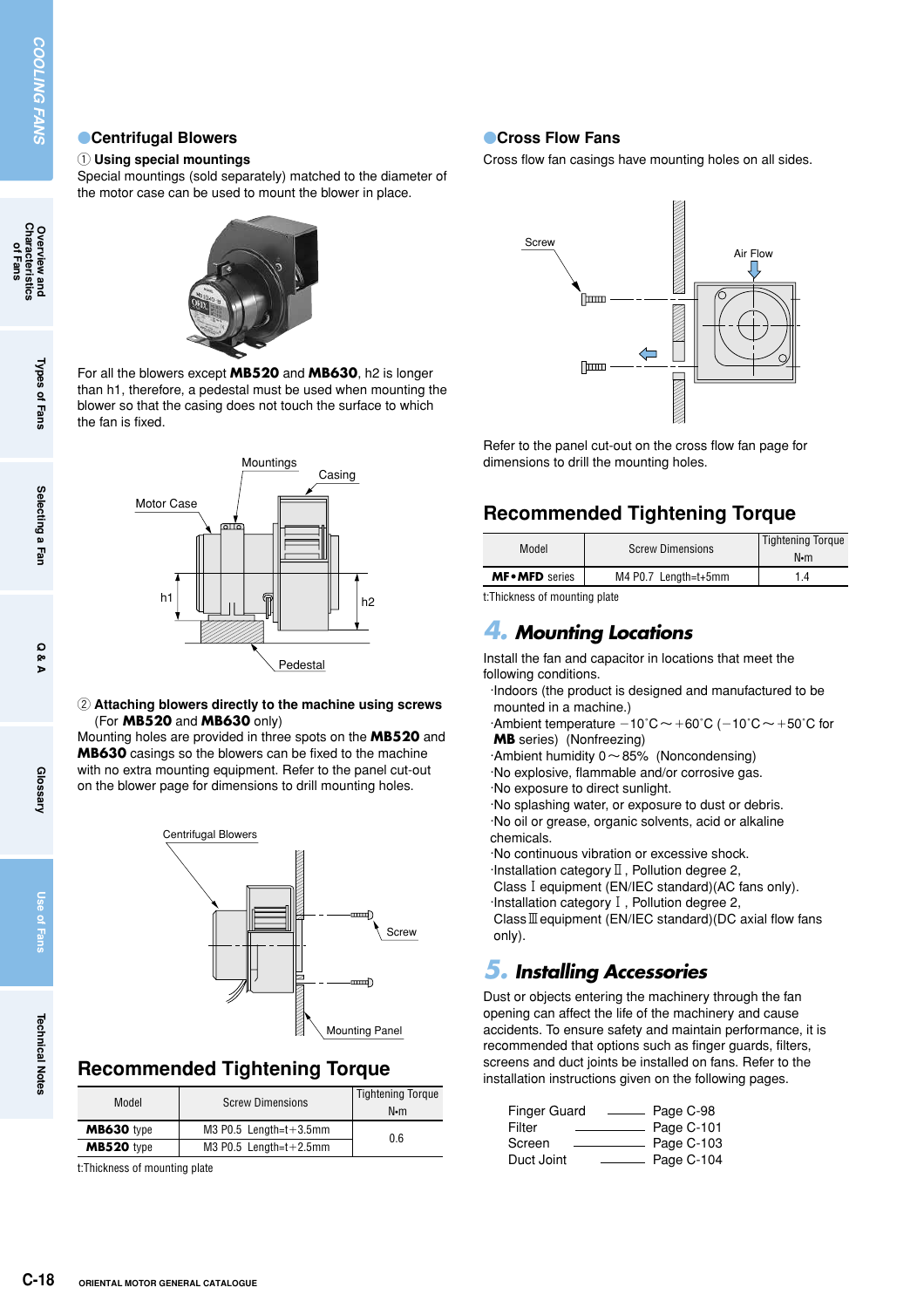## Centrifugal Blowers

① **Using special mountings**

Special mountings (sold separately) matched to the diameter of the motor case can be used to mount the blower in place.

For all the blowers except **MB520** and **MB630**, h2 is longer than h1, therefore, a pedestal must be used when mounting the blower so that the casing does not touch the surface to which the fan is fixed.

② **Attaching blowers directly to the machine using screws** (For **MB520** and **MB630** only)

Mounting holes are provided in three spots on the **MB520** and **MB630** casings so the blowers can be fixed to the machine with no extra mounting equipment. Refer to the panel cut-out on the blower page for dimensions to drill mounting holes.

### Recommended Tightening Torque

| Model | Screw Dimensions | Tightening Torque N•m |
|---|---|---|
| **MB630** type | M3 P0.5 Length=t+3.5mm | 0.6 |
| **MB520** type | M3 P0.5 Length=t+2.5mm | |

t:Thickness of mounting plate

## Cross Flow Fans

Cross flow fan casings have mounting holes on all sides.

Refer to the panel cut-out on the cross flow fan page for dimensions to drill the mounting holes.

### Recommended Tightening Torque

| Model | Screw Dimensions | Tightening Torque N•m |
|---|---|---|
| **MF•MFD** series | M4 P0.7 Length=t+5mm | 1.4 |

t:Thickness of mounting plate

## 4. Mounting Locations

Install the fan and capacitor in locations that meet the following conditions.

- Indoors (the product is designed and manufactured to be mounted in a machine.)
- Ambient temperature −10˚C～+60˚C (−10˚C～+50˚C for **MB** series) (Nonfreezing)
- Ambient humidity 0～85% (Noncondensing)
- No explosive, flammable and/or corrosive gas.
- No exposure to direct sunlight.
- No splashing water, or exposure to dust or debris.
- No oil or grease, organic solvents, acid or alkaline chemicals.
- No continuous vibration or excessive shock.
- Installation category Ⅱ, Pollution degree 2, Class Ⅰ equipment (EN/IEC standard)(AC fans only).
- Installation category Ⅰ, Pollution degree 2, Class Ⅲ equipment (EN/IEC standard)(DC axial flow fans only).

## 5. Installing Accessories

Dust or objects entering the machinery through the fan opening can affect the life of the machinery and cause accidents. To ensure safety and maintain performance, it is recommended that options such as finger guards, filters, screens and duct joints be installed on fans. Refer to the installation instructions given on the following pages.

- Finger Guard ——— Page C-98
- Filter ——— Page C-101
- Screen ——— Page C-103
- Duct Joint ——— Page C-104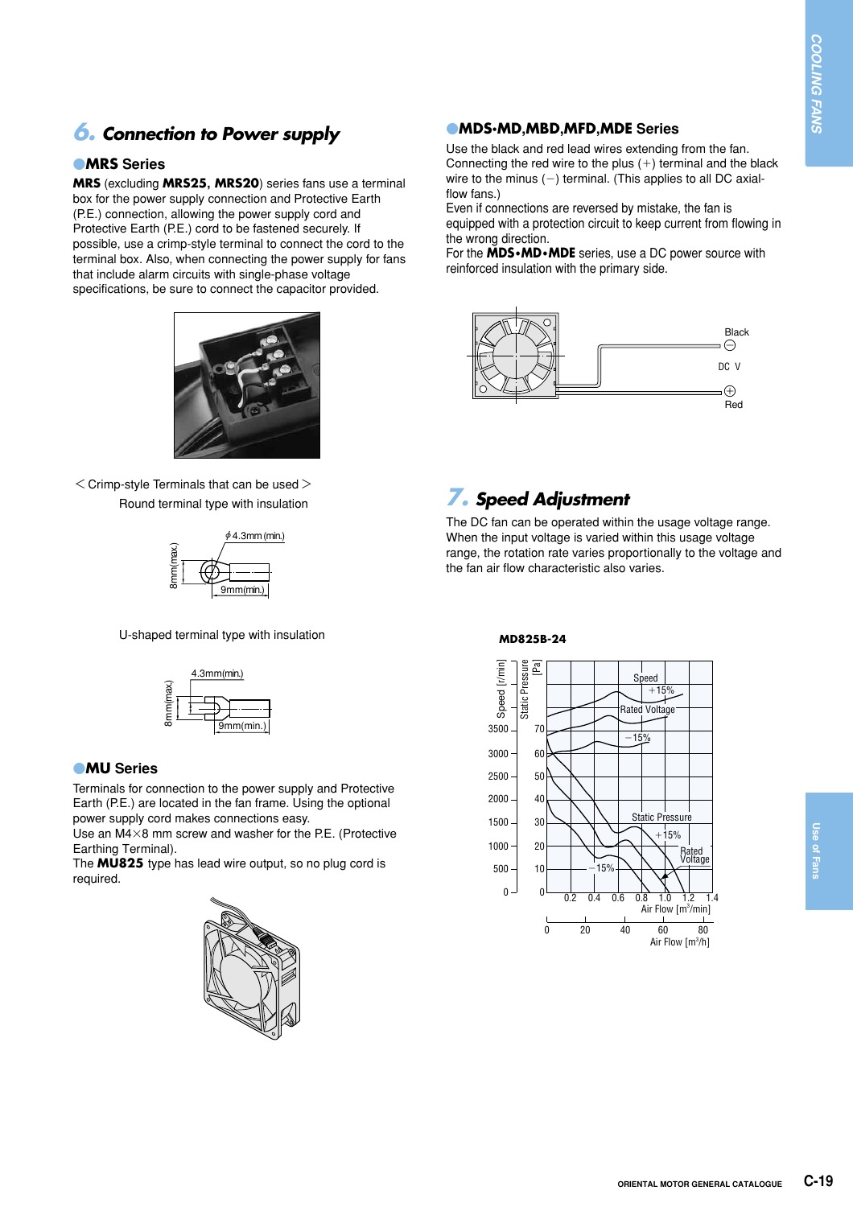## 6. Connection to Power supply

### ●MRS Series

**MRS** (excluding **MRS25**, **MRS20**) series fans use a terminal box for the power supply connection and Protective Earth (P.E.) connection, allowing the power supply cord and Protective Earth (P.E.) cord to be fastened securely. If possible, use a crimp-style terminal to connect the cord to the terminal box. Also, when connecting the power supply for fans that include alarm circuits with single-phase voltage specifications, be sure to connect the capacitor provided.

< Crimp-style Terminals that can be used >

Round terminal type with insulation

ϕ4.3mm (min.)
8mm(max.)
9mm(min.)

U-shaped terminal type with insulation

4.3mm(min.)
8mm(max.)
9mm(min.)

### ●MU Series

Terminals for connection to the power supply and Protective Earth (P.E.) are located in the fan frame. Using the optional power supply cord makes connections easy.
Use an M4×8 mm screw and washer for the P.E. (Protective Earthing Terminal).
The **MU825** type has lead wire output, so no plug cord is required.

### ●MDS•MD,MBD,MFD,MDE Series

Use the black and red lead wires extending from the fan. Connecting the red wire to the plus (+) terminal and the black wire to the minus (−) terminal. (This applies to all DC axial-flow fans.)
Even if connections are reversed by mistake, the fan is equipped with a protection circuit to keep current from flowing in the wrong direction.
For the **MDS•MD•MDE** series, use a DC power source with reinforced insulation with the primary side.

Black
⊖
DC V
⊕
Red

## 7. Speed Adjustment

The DC fan can be operated within the usage voltage range. When the input voltage is varied within this usage voltage range, the rotation rate varies proportionally to the voltage and the fan air flow characteristic also varies.

**MD825B-24**

Speed [r/min] / Static Pressure [Pa]: 0–3500 r/min, 0–70 Pa
Speed: +15%, Rated Voltage, −15%
Static Pressure: +15%, Rated Voltage, −15%
Air Flow [m³/min]: 0.2, 0.4, 0.6, 0.8, 1.0, 1.2, 1.4
Air Flow [m³/h]: 0, 20, 40, 60, 80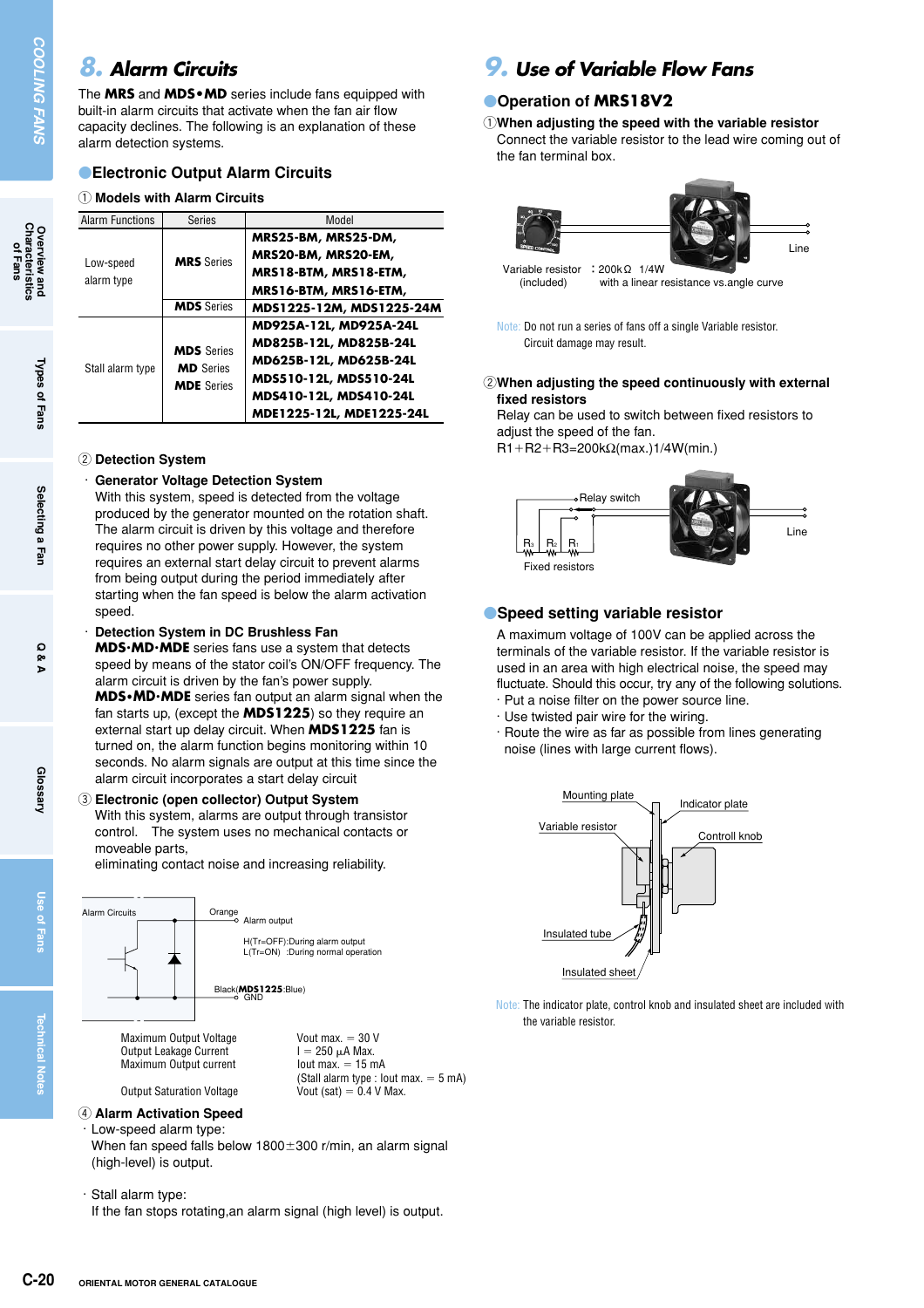## 8. Alarm Circuits

The **MRS** and **MDS•MD** series include fans equipped with built-in alarm circuits that activate when the fan air flow capacity declines. The following is an explanation of these alarm detection systems.

### Electronic Output Alarm Circuits

① **Models with Alarm Circuits**

| Alarm Functions | Series | Model |
|---|---|---|
| Low-speed alarm type | **MRS** Series | **MRS25-BM, MRS25-DM, MRS20-BM, MRS20-EM, MRS18-BTM, MRS18-ETM, MRS16-BTM, MRS16-ETM,** |
| | **MDS** Series | **MDS1225-12M, MDS1225-24M** |
| Stall alarm type | **MDS** Series **MD** Series **MDE** Series | **MD925A-12L, MD925A-24L MD825B-12L, MD825B-24L MD625B-12L, MD625B-24L MDS510-12L, MDS510-24L MDS410-12L, MDS410-24L MDE1225-12L, MDE1225-24L** |

② **Detection System**

· **Generator Voltage Detection System**

With this system, speed is detected from the voltage produced by the generator mounted on the rotation shaft. The alarm circuit is driven by this voltage and therefore requires no other power supply. However, the system requires an external start delay circuit to prevent alarms from being output during the period immediately after starting when the fan speed is below the alarm activation speed.

· **Detection System in DC Brushless Fan**

**MDS·MD·MDE** series fans use a system that detects speed by means of the stator coil's ON/OFF frequency. The alarm circuit is driven by the fan's power supply.
**MDS•MD·MDE** series fan output an alarm signal when the fan starts up, (except the **MDS1225**) so they require an external start up delay circuit. When **MDS1225** fan is turned on, the alarm function begins monitoring within 10 seconds. No alarm signals are output at this time since the alarm circuit incorporates a start delay circuit

③ **Electronic (open collector) Output System**

With this system, alarms are output through transistor control. The system uses no mechanical contacts or moveable parts,
eliminating contact noise and increasing reliability.

Alarm Circuits
Orange
Alarm output
H(Tr=OFF):During alarm output
L(Tr=ON) :During normal operation
Black(**MDS1225**:Blue)
GND

| | |
|---|---|
| Maximum Output Voltage | Vout max. = 30 V |
| Output Leakage Current | I = 250 µA Max. |
| Maximum Output current | Iout max. = 15 mA |
| | (Stall alarm type : Iout max. = 5 mA) |
| Output Saturation Voltage | Vout (sat) = 0.4 V Max. |

④ **Alarm Activation Speed**

· Low-speed alarm type:
When fan speed falls below 1800±300 r/min, an alarm signal (high-level) is output.

· Stall alarm type:
If the fan stops rotating,an alarm signal (high level) is output.

## 9. Use of Variable Flow Fans

### Operation of MRS18V2

①**When adjusting the speed with the variable resistor**
Connect the variable resistor to the lead wire coming out of the fan terminal box.

Line
Variable resistor (included) : 200kΩ 1/4W with a linear resistance vs.angle curve

Note: Do not run a series of fans off a single Variable resistor. Circuit damage may result.

②**When adjusting the speed continuously with external fixed resistors**
Relay can be used to switch between fixed resistors to adjust the speed of the fan.
R1+R2+R3=200kΩ(max.)1/4W(min.)

Relay switch
$R_3$ $R_2$ $R_1$
Fixed resistors
Line

### Speed setting variable resistor

A maximum voltage of 100V can be applied across the terminals of the variable resistor. If the variable resistor is used in an area with high electrical noise, the speed may fluctuate. Should this occur, try any of the following solutions.
· Put a noise filter on the power source line.
· Use twisted pair wire for the wiring.
· Route the wire as far as possible from lines generating noise (lines with large current flows).

Mounting plate
Indicator plate
Variable resistor
Controll knob
Insulated tube
Insulated sheet

Note: The indicator plate, control knob and insulated sheet are included with the variable resistor.